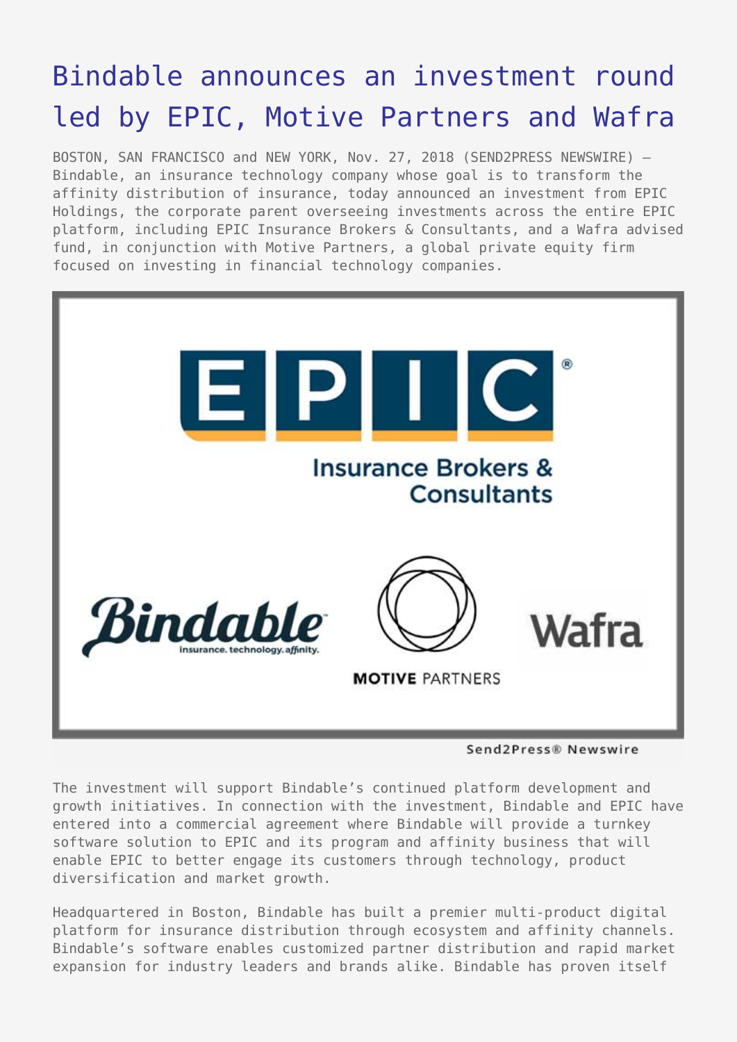# Bindable announces an investment round led by EPIC, Motive Partners and Wafra

BOSTON, SAN FRANCISCO and NEW YORK, Nov. 27, 2018 (SEND2PRESS NEWSWIRE) — Bindable, an insurance technology company whose goal is to transform the affinity distribution of insurance, today announced an investment from EPIC Holdings, the corporate parent overseeing investments across the entire EPIC platform, including EPIC Insurance Brokers & Consultants, and a Wafra advised fund, in conjunction with Motive Partners, a global private equity firm focused on investing in financial technology companies.

The investment will support Bindable's continued platform development and growth initiatives. In connection with the investment, Bindable and EPIC have entered into a commercial agreement where Bindable will provide a turnkey software solution to EPIC and its program and affinity business that will enable EPIC to better engage its customers through technology, product diversification and market growth.

Headquartered in Boston, Bindable has built a premier multi-product digital platform for insurance distribution through ecosystem and affinity channels. Bindable's software enables customized partner distribution and rapid market expansion for industry leaders and brands alike. Bindable has proven itself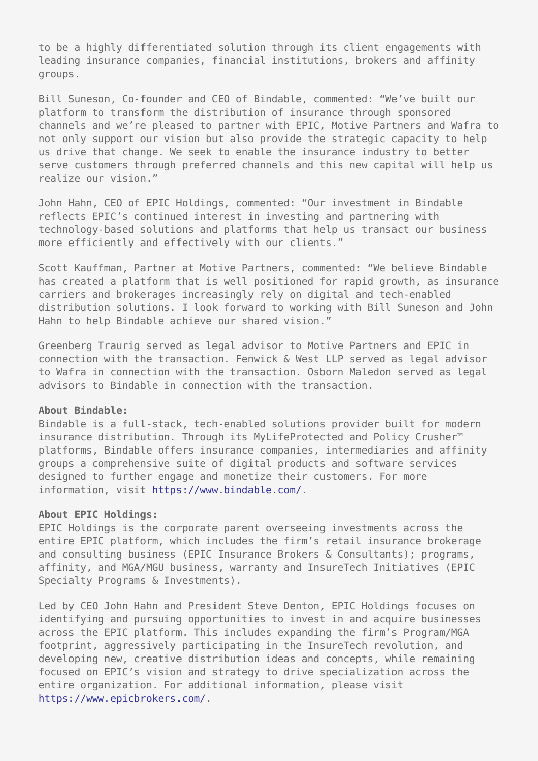to be a highly differentiated solution through its client engagements with leading insurance companies, financial institutions, brokers and affinity groups.

Bill Suneson, Co-founder and CEO of Bindable, commented: "We've built our platform to transform the distribution of insurance through sponsored channels and we're pleased to partner with EPIC, Motive Partners and Wafra to not only support our vision but also provide the strategic capacity to help us drive that change. We seek to enable the insurance industry to better serve customers through preferred channels and this new capital will help us realize our vision."

John Hahn, CEO of EPIC Holdings, commented: "Our investment in Bindable reflects EPIC's continued interest in investing and partnering with technology-based solutions and platforms that help us transact our business more efficiently and effectively with our clients."

Scott Kauffman, Partner at Motive Partners, commented: "We believe Bindable has created a platform that is well positioned for rapid growth, as insurance carriers and brokerages increasingly rely on digital and tech-enabled distribution solutions. I look forward to working with Bill Suneson and John Hahn to help Bindable achieve our shared vision."

Greenberg Traurig served as legal advisor to Motive Partners and EPIC in connection with the transaction. Fenwick & West LLP served as legal advisor to Wafra in connection with the transaction. Osborn Maledon served as legal advisors to Bindable in connection with the transaction.

**About Bindable:**
Bindable is a full-stack, tech-enabled solutions provider built for modern insurance distribution. Through its MyLifeProtected and Policy Crusher™ platforms, Bindable offers insurance companies, intermediaries and affinity groups a comprehensive suite of digital products and software services designed to further engage and monetize their customers. For more information, visit https://www.bindable.com/.

**About EPIC Holdings:**
EPIC Holdings is the corporate parent overseeing investments across the entire EPIC platform, which includes the firm's retail insurance brokerage and consulting business (EPIC Insurance Brokers & Consultants); programs, affinity, and MGA/MGU business, warranty and InsureTech Initiatives (EPIC Specialty Programs & Investments).

Led by CEO John Hahn and President Steve Denton, EPIC Holdings focuses on identifying and pursuing opportunities to invest in and acquire businesses across the EPIC platform. This includes expanding the firm's Program/MGA footprint, aggressively participating in the InsureTech revolution, and developing new, creative distribution ideas and concepts, while remaining focused on EPIC's vision and strategy to drive specialization across the entire organization. For additional information, please visit https://www.epicbrokers.com/.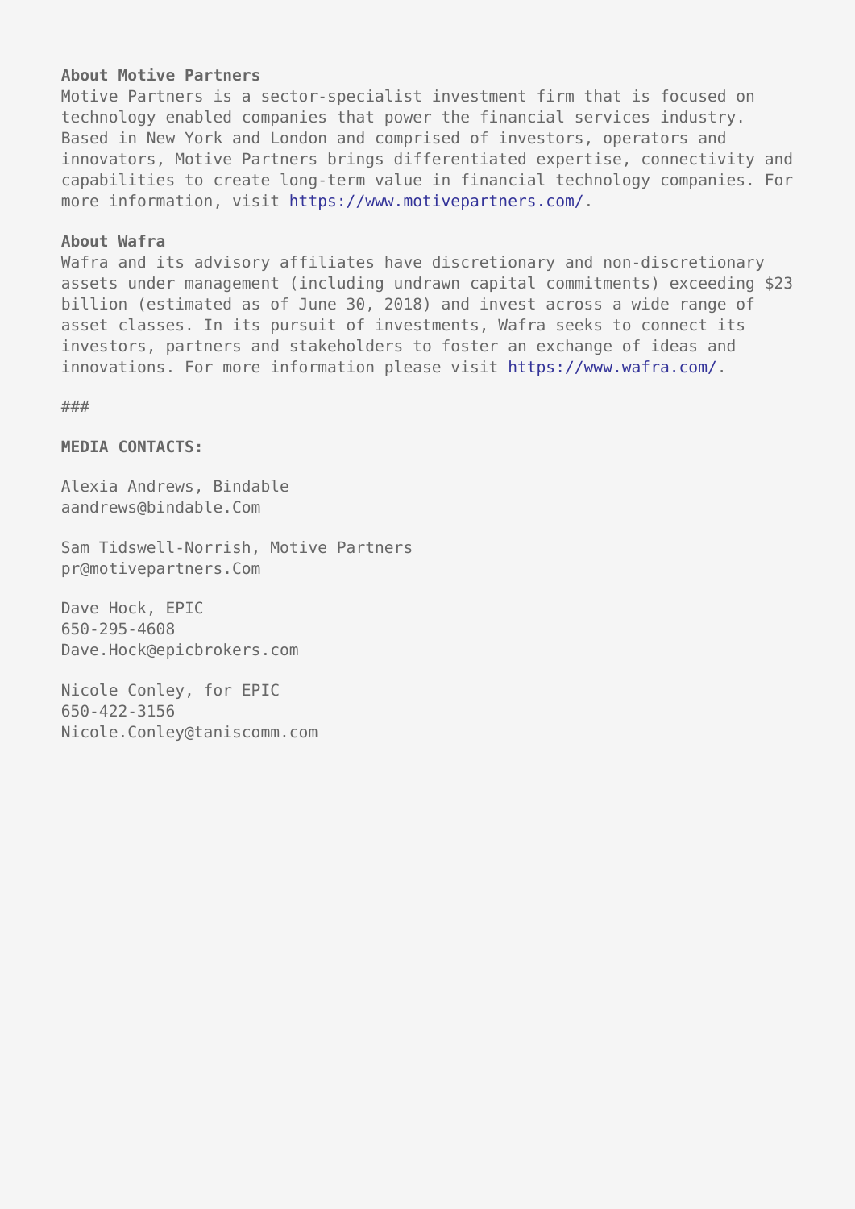**About Motive Partners**

Motive Partners is a sector-specialist investment firm that is focused on technology enabled companies that power the financial services industry. Based in New York and London and comprised of investors, operators and innovators, Motive Partners brings differentiated expertise, connectivity and capabilities to create long-term value in financial technology companies. For more information, visit https://www.motivepartners.com/.

**About Wafra**

Wafra and its advisory affiliates have discretionary and non-discretionary assets under management (including undrawn capital commitments) exceeding $23 billion (estimated as of June 30, 2018) and invest across a wide range of asset classes. In its pursuit of investments, Wafra seeks to connect its investors, partners and stakeholders to foster an exchange of ideas and innovations. For more information please visit https://www.wafra.com/.

###

**MEDIA CONTACTS:**

Alexia Andrews, Bindable
aandrews@bindable.Com

Sam Tidswell-Norrish, Motive Partners
pr@motivepartners.Com

Dave Hock, EPIC
650-295-4608
Dave.Hock@epicbrokers.com

Nicole Conley, for EPIC
650-422-3156
Nicole.Conley@taniscomm.com